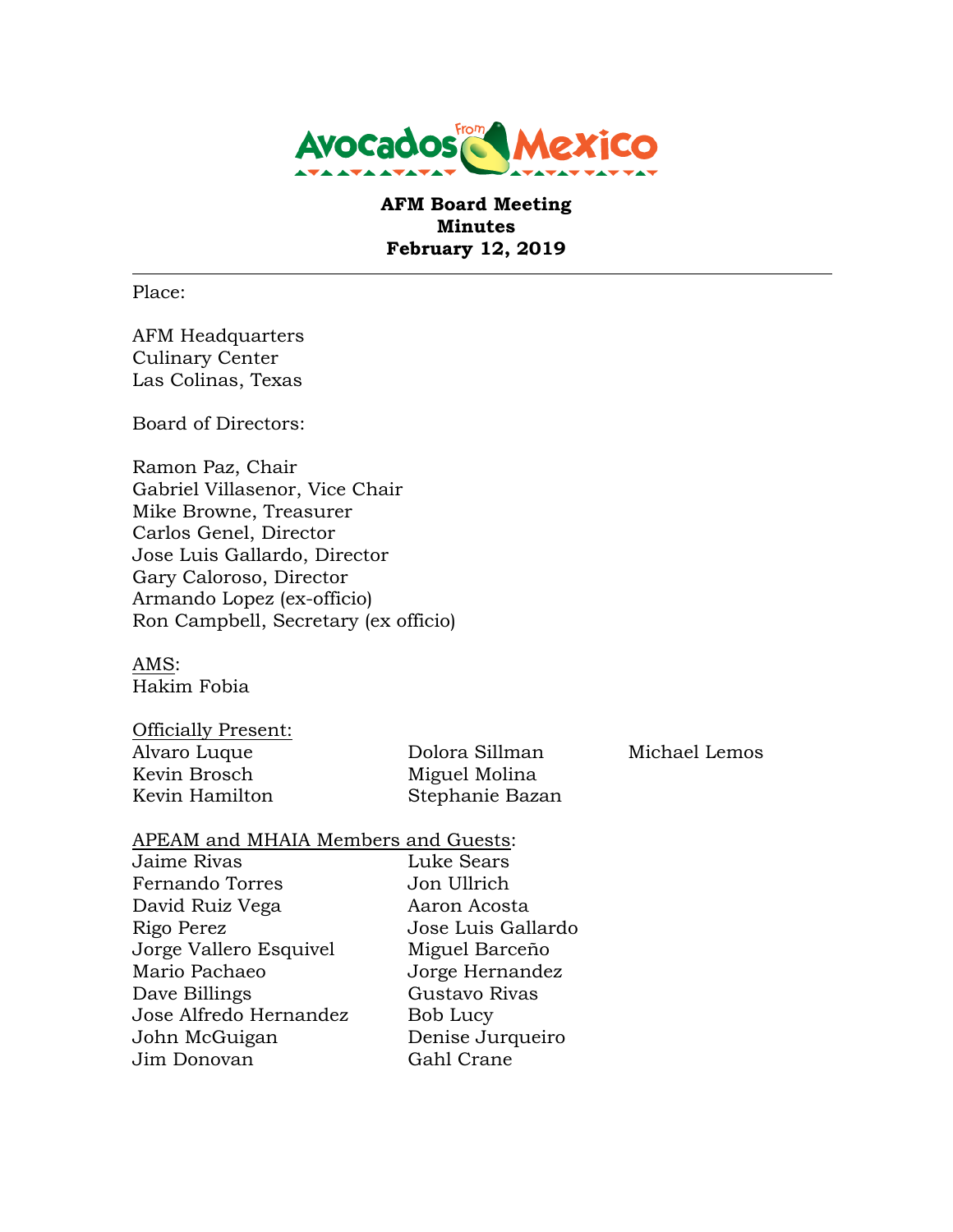**Avocados From Mexico**

# AFM Board Meeting
## Minutes
## February 12, 2019

---

Place:

AFM Headquarters
Culinary Center
Las Colinas, Texas

Board of Directors:

Ramon Paz, Chair
Gabriel Villasenor, Vice Chair
Mike Browne, Treasurer
Carlos Genel, Director
Jose Luis Gallardo, Director
Gary Caloroso, Director
Armando Lopez (ex-officio)
Ron Campbell, Secretary (ex officio)

AMS:
Hakim Fobia

Officially Present:
Alvaro Luque
Kevin Brosch
Kevin Hamilton
Dolora Sillman
Miguel Molina
Stephanie Bazan
Michael Lemos

APEAM and MHAIA Members and Guests:
Jaime Rivas
Fernando Torres
David Ruiz Vega
Rigo Perez
Jorge Vallero Esquivel
Mario Pachaeo
Dave Billings
Jose Alfredo Hernandez
John McGuigan
Jim Donovan
Luke Sears
Jon Ullrich
Aaron Acosta
Jose Luis Gallardo
Miguel Barceño
Jorge Hernandez
Gustavo Rivas
Bob Lucy
Denise Jurqueiro
Gahl Crane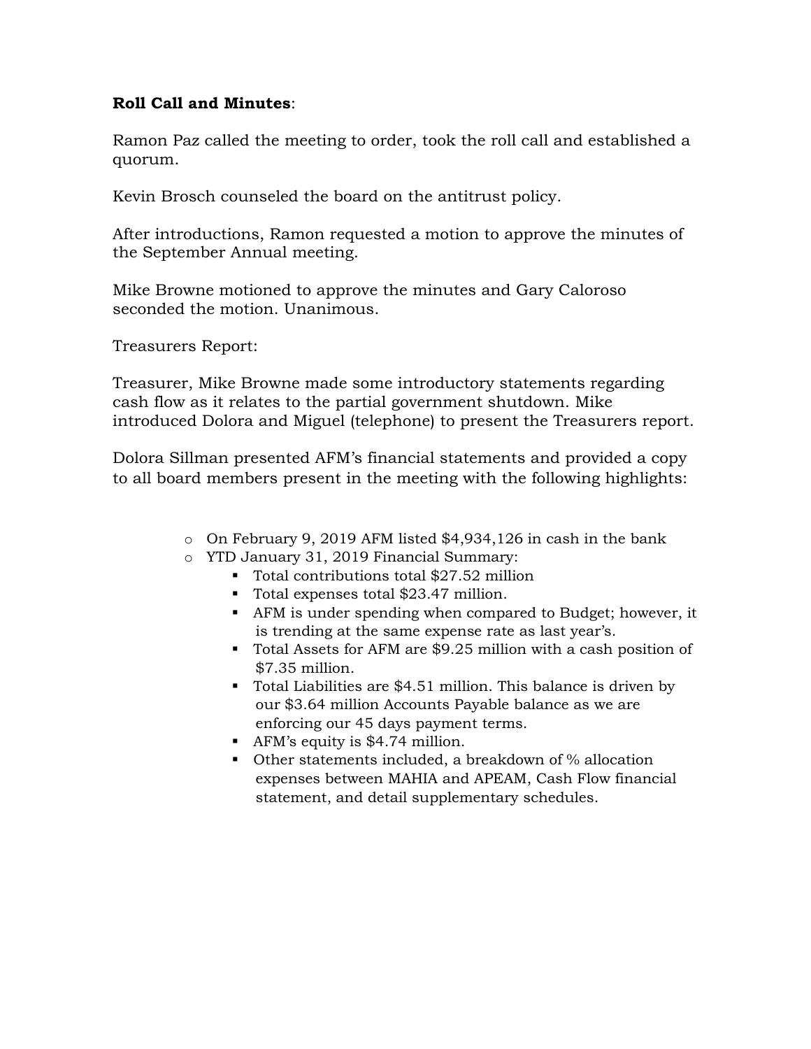**Roll Call and Minutes**:

Ramon Paz called the meeting to order, took the roll call and established a quorum.

Kevin Brosch counseled the board on the antitrust policy.

After introductions, Ramon requested a motion to approve the minutes of the September Annual meeting.

Mike Browne motioned to approve the minutes and Gary Caloroso seconded the motion. Unanimous.

Treasurers Report:

Treasurer, Mike Browne made some introductory statements regarding cash flow as it relates to the partial government shutdown. Mike introduced Dolora and Miguel (telephone) to present the Treasurers report.

Dolora Sillman presented AFM's financial statements and provided a copy to all board members present in the meeting with the following highlights:

- On February 9, 2019 AFM listed $4,934,126 in cash in the bank
- YTD January 31, 2019 Financial Summary:
  - Total contributions total $27.52 million
  - Total expenses total $23.47 million.
  - AFM is under spending when compared to Budget; however, it is trending at the same expense rate as last year's.
  - Total Assets for AFM are $9.25 million with a cash position of $7.35 million.
  - Total Liabilities are $4.51 million. This balance is driven by our $3.64 million Accounts Payable balance as we are enforcing our 45 days payment terms.
  - AFM's equity is $4.74 million.
  - Other statements included, a breakdown of % allocation expenses between MAHIA and APEAM, Cash Flow financial statement, and detail supplementary schedules.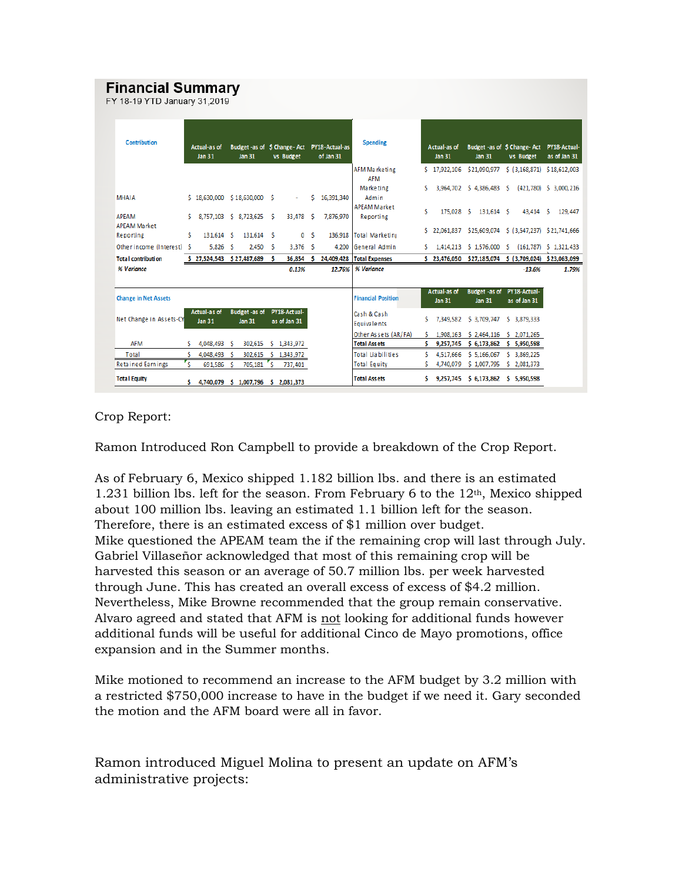# Financial Summary

FY 18-19 YTD January 31,2019

| Contribution | Actual-as of Jan 31 | Budget -as of Jan 31 | $ Change- Act vs Budget | PY18-Actual-as of Jan 31 |
|---|---|---|---|---|
| MHAIA | $ 18,630,000 | $ 18,630,000 | $ - | $ 16,391,340 |
| APEAM | $ 8,757,103 | $ 8,723,625 | $ 33,478 | $ 7,876,970 |
| APEAM Market Reporting | $ 131,614 | $ 131,614 | $ 0 | $ 136,918 |
| Other income (Interest) | $ 5,826 | $ 2,450 | $ 3,376 | $ 4,200 |
| **Total contribution** | **$ 27,524,543** | **$ 27,487,689** | **$ 36,854** | **$ 24,409,428** |
| *% Variance* | | | *0.13%* | *12.76%* |

| Spending | Actual-as of Jan 31 | Budget -as of Jan 31 | $ Change- Act vs Budget | PY18-Actual-as of Jan 31 |
|---|---|---|---|---|
| AFM Marketing | $ 17,922,106 | $21,090,977 | $ (3,168,871) | $18,612,003 |
| AFM Marketing Admin | $ 3,964,702 | $ 4,386,483 | $ (421,780) | $ 3,000,216 |
| APEAM Market Reporting | $ 175,028 | $ 131,614 | $ 43,414 | $ 129,447 |
| Total Marketing | $ 22,061,837 | $25,609,074 | $ (3,547,237) | $21,741,666 |
| General Admin | $ 1,414,213 | $ 1,576,000 | $ (161,787) | $ 1,321,433 |
| **Total Expenses** | **$ 23,476,050** | **$27,185,074** | **$ (3,709,024)** | **$23,063,099** |
| *% Variance* | | | *-13.6%* | *1.79%* |

| Change in Net Assets | Actual-as of Jan 31 | Budget -as of Jan 31 | PY18-Actual-as of Jan 31 |
|---|---|---|---|
| Net Change in Assets-CY | | | |
| AFM | $ 4,048,493 | $ 302,615 | $ 1,343,972 |
| Total | $ 4,048,493 | $ 302,615 | $ 1,343,972 |
| Retained Earnings | $ 691,586 | $ 705,181 | $ 737,401 |
| **Total Equity** | **$ 4,740,079** | **$ 1,007,796** | **$ 2,081,373** |

| Financial Position | Actual-as of Jan 31 | Budget -as of Jan 31 | PY18-Actual-as of Jan 31 |
|---|---|---|---|
| Cash & Cash Equivalents | $ 7,349,582 | $ 3,709,747 | $ 3,879,333 |
| Other Assets (AR/FA) | $ 1,908,163 | $ 2,464,116 | $ 2,071,265 |
| **Total Assets** | **$ 9,257,745** | **$ 6,173,862** | **$ 5,950,598** |
| Total Liabilities | $ 4,517,666 | $ 5,166,067 | $ 3,869,225 |
| Total Equity | $ 4,740,079 | $ 1,007,795 | $ 2,081,373 |
| **Total Assets** | **$ 9,257,745** | **$ 6,173,862** | **$ 5,950,598** |

Crop Report:

Ramon Introduced Ron Campbell to provide a breakdown of the Crop Report.

As of February 6, Mexico shipped 1.182 billion lbs. and there is an estimated 1.231 billion lbs. left for the season. From February 6 to the 12th, Mexico shipped about 100 million lbs. leaving an estimated 1.1 billion left for the season. Therefore, there is an estimated excess of $1 million over budget.

Mike questioned the APEAM team the if the remaining crop will last through July. Gabriel Villaseñor acknowledged that most of this remaining crop will be harvested this season or an average of 50.7 million lbs. per week harvested through June. This has created an overall excess of excess of $4.2 million. Nevertheless, Mike Browne recommended that the group remain conservative. Alvaro agreed and stated that AFM is not looking for additional funds however additional funds will be useful for additional Cinco de Mayo promotions, office expansion and in the Summer months.

Mike motioned to recommend an increase to the AFM budget by 3.2 million with a restricted $750,000 increase to have in the budget if we need it. Gary seconded the motion and the AFM board were all in favor.

Ramon introduced Miguel Molina to present an update on AFM's administrative projects: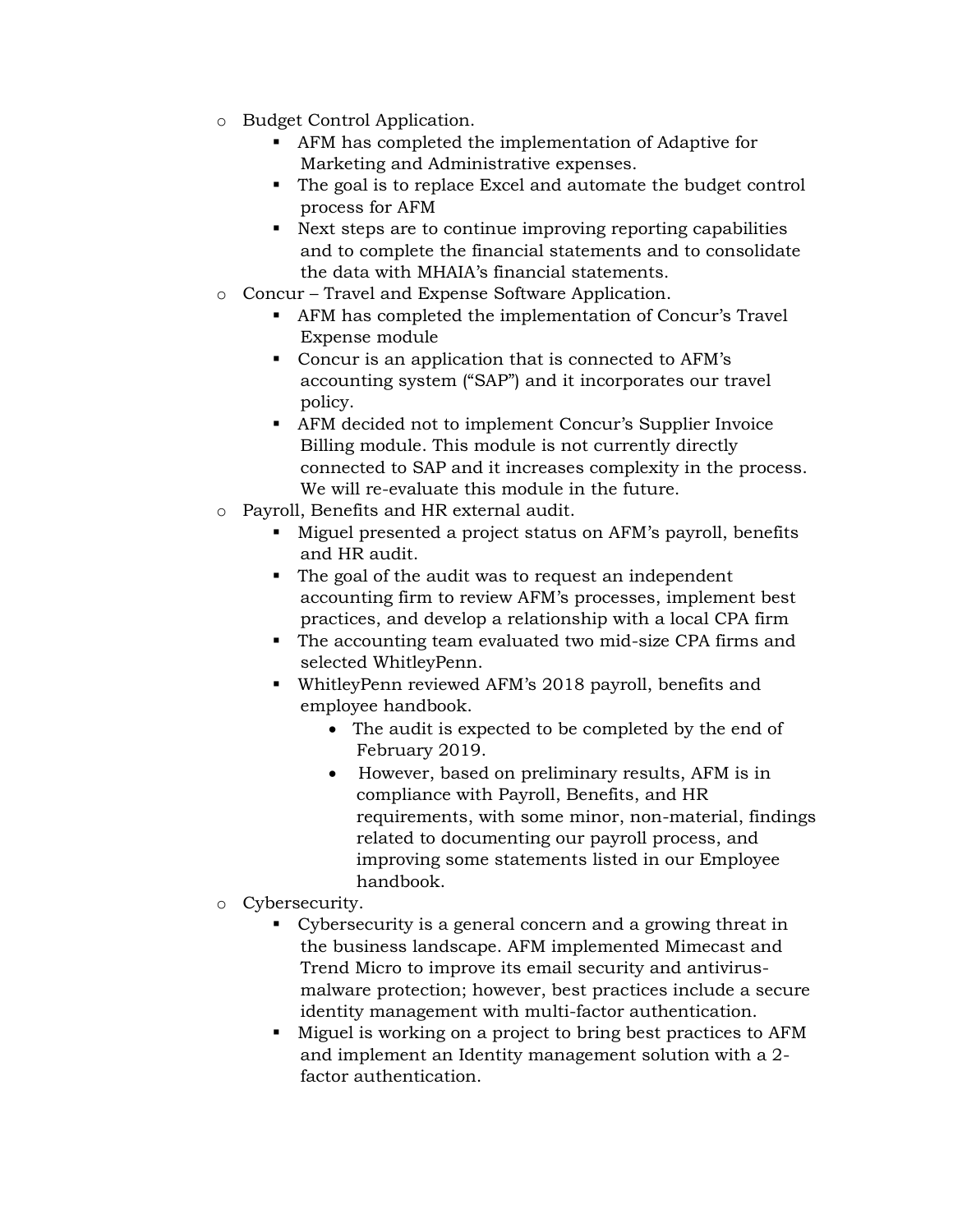- Budget Control Application.
  - AFM has completed the implementation of Adaptive for Marketing and Administrative expenses.
  - The goal is to replace Excel and automate the budget control process for AFM
  - Next steps are to continue improving reporting capabilities and to complete the financial statements and to consolidate the data with MHAIA's financial statements.
- Concur – Travel and Expense Software Application.
  - AFM has completed the implementation of Concur's Travel Expense module
  - Concur is an application that is connected to AFM's accounting system ("SAP") and it incorporates our travel policy.
  - AFM decided not to implement Concur's Supplier Invoice Billing module. This module is not currently directly connected to SAP and it increases complexity in the process. We will re-evaluate this module in the future.
- Payroll, Benefits and HR external audit.
  - Miguel presented a project status on AFM's payroll, benefits and HR audit.
  - The goal of the audit was to request an independent accounting firm to review AFM's processes, implement best practices, and develop a relationship with a local CPA firm
  - The accounting team evaluated two mid-size CPA firms and selected WhitleyPenn.
  - WhitleyPenn reviewed AFM's 2018 payroll, benefits and employee handbook.
    - The audit is expected to be completed by the end of February 2019.
    - However, based on preliminary results, AFM is in compliance with Payroll, Benefits, and HR requirements, with some minor, non-material, findings related to documenting our payroll process, and improving some statements listed in our Employee handbook.
- Cybersecurity.
  - Cybersecurity is a general concern and a growing threat in the business landscape. AFM implemented Mimecast and Trend Micro to improve its email security and antivirus-malware protection; however, best practices include a secure identity management with multi-factor authentication.
  - Miguel is working on a project to bring best practices to AFM and implement an Identity management solution with a 2-factor authentication.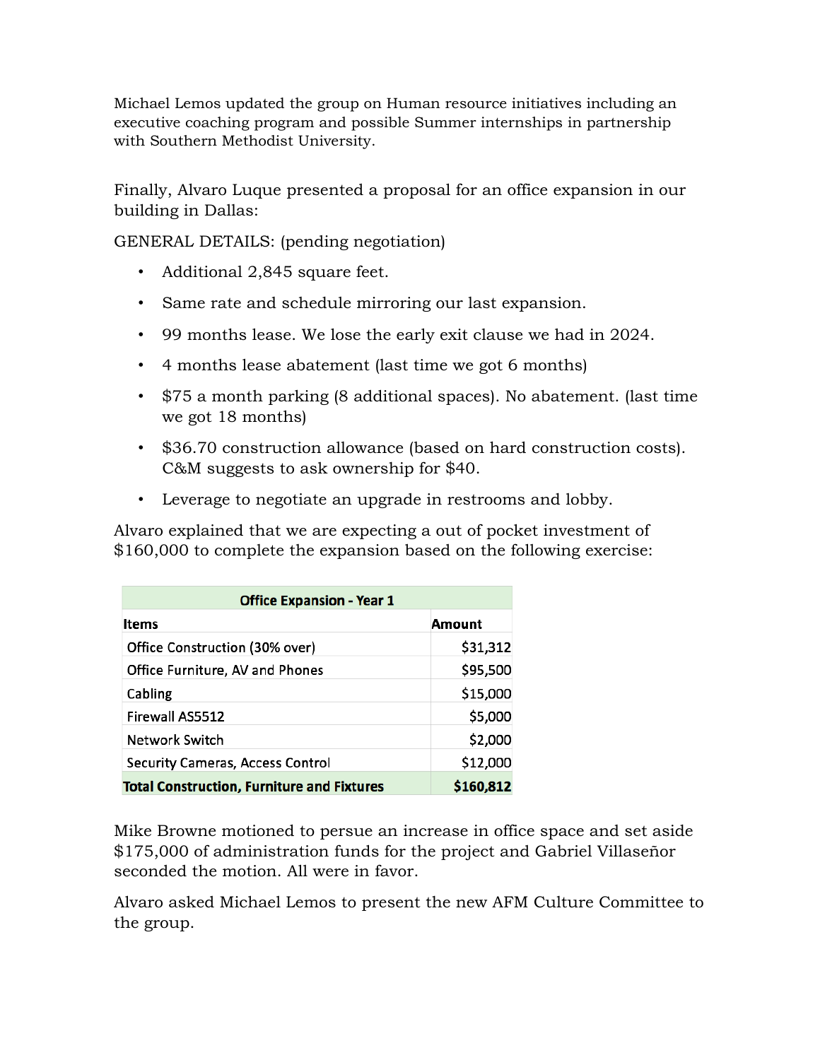Michael Lemos updated the group on Human resource initiatives including an executive coaching program and possible Summer internships in partnership with Southern Methodist University.

Finally, Alvaro Luque presented a proposal for an office expansion in our building in Dallas:

GENERAL DETAILS: (pending negotiation)

- Additional 2,845 square feet.
- Same rate and schedule mirroring our last expansion.
- 99 months lease. We lose the early exit clause we had in 2024.
- 4 months lease abatement (last time we got 6 months)
- $75 a month parking (8 additional spaces). No abatement. (last time we got 18 months)
- $36.70 construction allowance (based on hard construction costs). C&M suggests to ask ownership for $40.
- Leverage to negotiate an upgrade in restrooms and lobby.

Alvaro explained that we are expecting a out of pocket investment of $160,000 to complete the expansion based on the following exercise:

| Office Expansion - Year 1 | |
|---|---|
| **Items** | **Amount** |
| Office Construction (30% over) | $31,312 |
| Office Furniture, AV and Phones | $95,500 |
| Cabling | $15,000 |
| Firewall AS5512 | $5,000 |
| Network Switch | $2,000 |
| Security Cameras, Access Control | $12,000 |
| **Total Construction, Furniture and Fixtures** | **$160,812** |

Mike Browne motioned to persue an increase in office space and set aside $175,000 of administration funds for the project and Gabriel Villaseñor seconded the motion. All were in favor.

Alvaro asked Michael Lemos to present the new AFM Culture Committee to the group.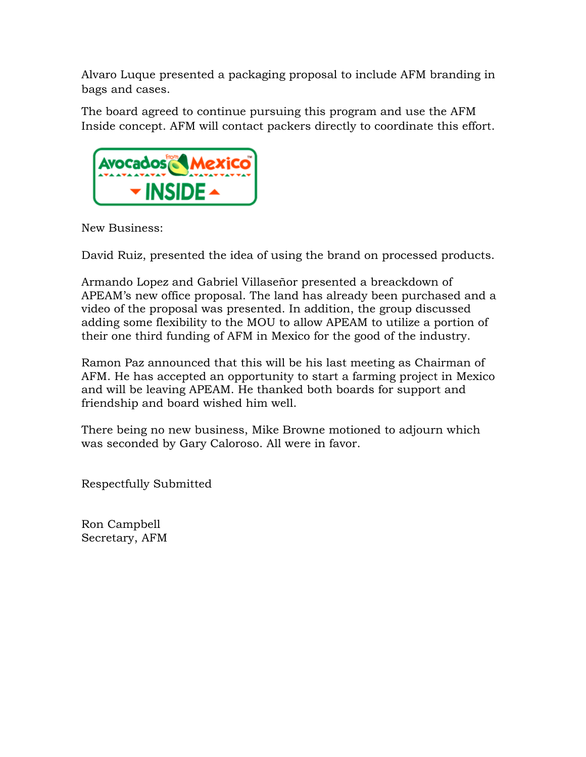Alvaro Luque presented a packaging proposal to include AFM branding in bags and cases.

The board agreed to continue pursuing this program and use the AFM Inside concept. AFM will contact packers directly to coordinate this effort.

New Business:

David Ruiz, presented the idea of using the brand on processed products.

Armando Lopez and Gabriel Villaseñor presented a breackdown of APEAM's new office proposal. The land has already been purchased and a video of the proposal was presented. In addition, the group discussed adding some flexibility to the MOU to allow APEAM to utilize a portion of their one third funding of AFM in Mexico for the good of the industry.

Ramon Paz announced that this will be his last meeting as Chairman of AFM. He has accepted an opportunity to start a farming project in Mexico and will be leaving APEAM. He thanked both boards for support and friendship and board wished him well.

There being no new business, Mike Browne motioned to adjourn which was seconded by Gary Caloroso. All were in favor.

Respectfully Submitted

Ron Campbell
Secretary, AFM